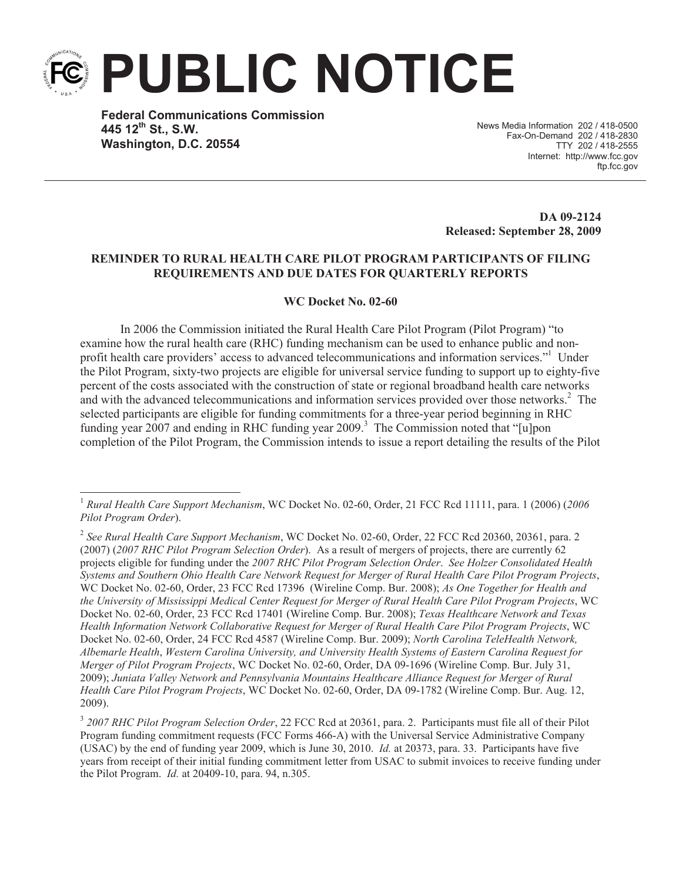# PUBLIC NOTICE

**Federal Communications Commission**
**445 12th St., S.W.**
**Washington, D.C. 20554**

News Media Information 202 / 418-0500
Fax-On-Demand 202 / 418-2830
TTY 202 / 418-2555
Internet: http://www.fcc.gov
ftp.fcc.gov

**DA 09-2124**
**Released: September 28, 2009**

**REMINDER TO RURAL HEALTH CARE PILOT PROGRAM PARTICIPANTS OF FILING REQUIREMENTS AND DUE DATES FOR QUARTERLY REPORTS**

**WC Docket No. 02-60**

In 2006 the Commission initiated the Rural Health Care Pilot Program (Pilot Program) "to examine how the rural health care (RHC) funding mechanism can be used to enhance public and non-profit health care providers' access to advanced telecommunications and information services."[1] Under the Pilot Program, sixty-two projects are eligible for universal service funding to support up to eighty-five percent of the costs associated with the construction of state or regional broadband health care networks and with the advanced telecommunications and information services provided over those networks.[2] The selected participants are eligible for funding commitments for a three-year period beginning in RHC funding year 2007 and ending in RHC funding year 2009.[3] The Commission noted that "[u]pon completion of the Pilot Program, the Commission intends to issue a report detailing the results of the Pilot

---

[1] *Rural Health Care Support Mechanism*, WC Docket No. 02-60, Order, 21 FCC Rcd 11111, para. 1 (2006) (*2006 Pilot Program Order*).

[2] *See Rural Health Care Support Mechanism*, WC Docket No. 02-60, Order, 22 FCC Rcd 20360, 20361, para. 2 (2007) (*2007 RHC Pilot Program Selection Order*). As a result of mergers of projects, there are currently 62 projects eligible for funding under the *2007 RHC Pilot Program Selection Order*. *See Holzer Consolidated Health Systems and Southern Ohio Health Care Network Request for Merger of Rural Health Care Pilot Program Projects*, WC Docket No. 02-60, Order, 23 FCC Rcd 17396 (Wireline Comp. Bur. 2008); *As One Together for Health and the University of Mississippi Medical Center Request for Merger of Rural Health Care Pilot Program Projects*, WC Docket No. 02-60, Order, 23 FCC Rcd 17401 (Wireline Comp. Bur. 2008); *Texas Healthcare Network and Texas Health Information Network Collaborative Request for Merger of Rural Health Care Pilot Program Projects*, WC Docket No. 02-60, Order, 24 FCC Rcd 4587 (Wireline Comp. Bur. 2009); *North Carolina TeleHealth Network, Albemarle Health*, *Western Carolina University, and University Health Systems of Eastern Carolina Request for Merger of Pilot Program Projects*, WC Docket No. 02-60, Order, DA 09-1696 (Wireline Comp. Bur. July 31, 2009); *Juniata Valley Network and Pennsylvania Mountains Healthcare Alliance Request for Merger of Rural Health Care Pilot Program Projects*, WC Docket No. 02-60, Order, DA 09-1782 (Wireline Comp. Bur. Aug. 12, 2009).

[3] *2007 RHC Pilot Program Selection Order*, 22 FCC Rcd at 20361, para. 2. Participants must file all of their Pilot Program funding commitment requests (FCC Forms 466-A) with the Universal Service Administrative Company (USAC) by the end of funding year 2009, which is June 30, 2010. *Id.* at 20373, para. 33. Participants have five years from receipt of their initial funding commitment letter from USAC to submit invoices to receive funding under the Pilot Program. *Id.* at 20409-10, para. 94, n.305.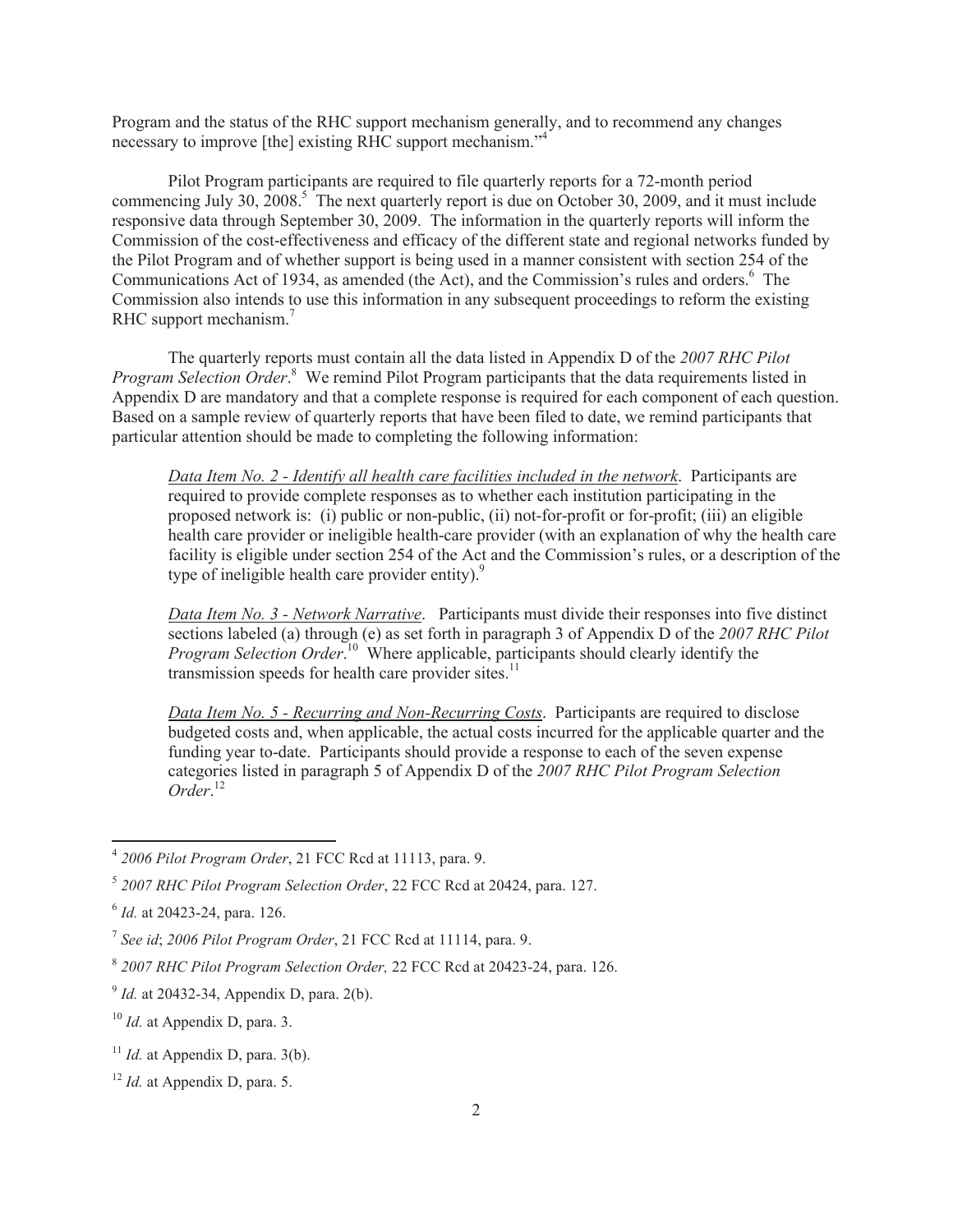Program and the status of the RHC support mechanism generally, and to recommend any changes necessary to improve [the] existing RHC support mechanism."[4]

Pilot Program participants are required to file quarterly reports for a 72-month period commencing July 30, 2008.[5] The next quarterly report is due on October 30, 2009, and it must include responsive data through September 30, 2009. The information in the quarterly reports will inform the Commission of the cost-effectiveness and efficacy of the different state and regional networks funded by the Pilot Program and of whether support is being used in a manner consistent with section 254 of the Communications Act of 1934, as amended (the Act), and the Commission's rules and orders.[6] The Commission also intends to use this information in any subsequent proceedings to reform the existing RHC support mechanism.[7]

The quarterly reports must contain all the data listed in Appendix D of the *2007 RHC Pilot Program Selection Order*.[8] We remind Pilot Program participants that the data requirements listed in Appendix D are mandatory and that a complete response is required for each component of each question. Based on a sample review of quarterly reports that have been filed to date, we remind participants that particular attention should be made to completing the following information:

> *Data Item No. 2 - Identify all health care facilities included in the network*. Participants are required to provide complete responses as to whether each institution participating in the proposed network is: (i) public or non-public, (ii) not-for-profit or for-profit; (iii) an eligible health care provider or ineligible health-care provider (with an explanation of why the health care facility is eligible under section 254 of the Act and the Commission's rules, or a description of the type of ineligible health care provider entity).[9]
>
> *Data Item No. 3 - Network Narrative*. Participants must divide their responses into five distinct sections labeled (a) through (e) as set forth in paragraph 3 of Appendix D of the *2007 RHC Pilot Program Selection Order*.[10] Where applicable, participants should clearly identify the transmission speeds for health care provider sites.[11]
>
> *Data Item No. 5 - Recurring and Non-Recurring Costs*. Participants are required to disclose budgeted costs and, when applicable, the actual costs incurred for the applicable quarter and the funding year to-date. Participants should provide a response to each of the seven expense categories listed in paragraph 5 of Appendix D of the *2007 RHC Pilot Program Selection Order*.[12]

---

[4] *2006 Pilot Program Order*, 21 FCC Rcd at 11113, para. 9.

[5] *2007 RHC Pilot Program Selection Order*, 22 FCC Rcd at 20424, para. 127.

[6] *Id.* at 20423-24, para. 126.

[7] *See id*; *2006 Pilot Program Order*, 21 FCC Rcd at 11114, para. 9.

[8] *2007 RHC Pilot Program Selection Order,* 22 FCC Rcd at 20423-24, para. 126.

[9] *Id.* at 20432-34, Appendix D, para. 2(b).

[10] *Id.* at Appendix D, para. 3.

[11] *Id.* at Appendix D, para. 3(b).

[12] *Id.* at Appendix D, para. 5.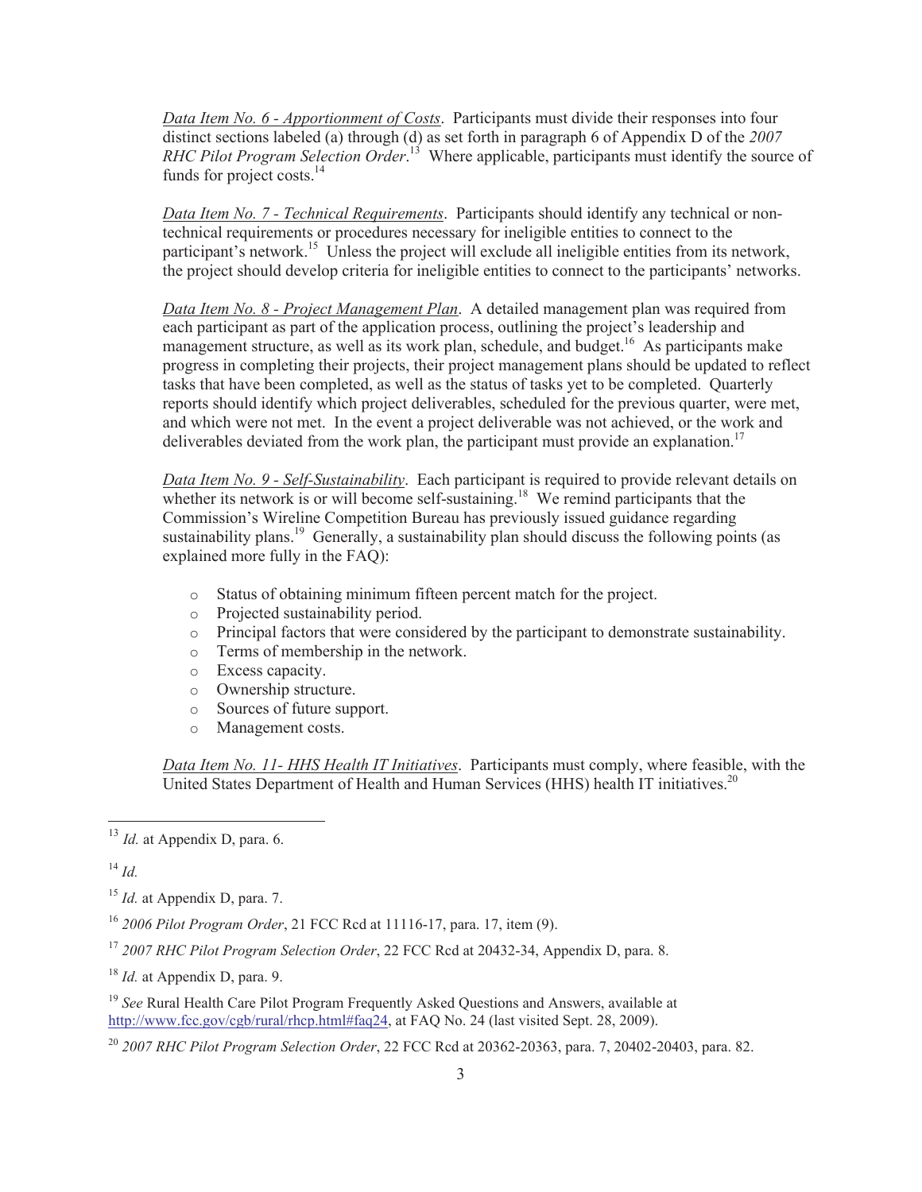*Data Item No. 6 - Apportionment of Costs*. Participants must divide their responses into four distinct sections labeled (a) through (d) as set forth in paragraph 6 of Appendix D of the *2007 RHC Pilot Program Selection Order*.[13] Where applicable, participants must identify the source of funds for project costs.[14]

*Data Item No. 7 - Technical Requirements*. Participants should identify any technical or non-technical requirements or procedures necessary for ineligible entities to connect to the participant's network.[15] Unless the project will exclude all ineligible entities from its network, the project should develop criteria for ineligible entities to connect to the participants' networks.

*Data Item No. 8 - Project Management Plan*. A detailed management plan was required from each participant as part of the application process, outlining the project's leadership and management structure, as well as its work plan, schedule, and budget.[16] As participants make progress in completing their projects, their project management plans should be updated to reflect tasks that have been completed, as well as the status of tasks yet to be completed. Quarterly reports should identify which project deliverables, scheduled for the previous quarter, were met, and which were not met. In the event a project deliverable was not achieved, or the work and deliverables deviated from the work plan, the participant must provide an explanation.[17]

*Data Item No. 9 - Self-Sustainability*. Each participant is required to provide relevant details on whether its network is or will become self-sustaining.[18] We remind participants that the Commission's Wireline Competition Bureau has previously issued guidance regarding sustainability plans.[19] Generally, a sustainability plan should discuss the following points (as explained more fully in the FAQ):

- Status of obtaining minimum fifteen percent match for the project.
- Projected sustainability period.
- Principal factors that were considered by the participant to demonstrate sustainability.
- Terms of membership in the network.
- Excess capacity.
- Ownership structure.
- Sources of future support.
- Management costs.

*Data Item No. 11- HHS Health IT Initiatives*. Participants must comply, where feasible, with the United States Department of Health and Human Services (HHS) health IT initiatives.[20]

---

[13] *Id.* at Appendix D, para. 6.

[14] *Id.*

[15] *Id.* at Appendix D, para. 7.

[16] *2006 Pilot Program Order*, 21 FCC Rcd at 11116-17, para. 17, item (9).

[17] *2007 RHC Pilot Program Selection Order*, 22 FCC Rcd at 20432-34, Appendix D, para. 8.

[18] *Id.* at Appendix D, para. 9.

[19] *See* Rural Health Care Pilot Program Frequently Asked Questions and Answers, available at http://www.fcc.gov/cgb/rural/rhcp.html#faq24, at FAQ No. 24 (last visited Sept. 28, 2009).

[20] *2007 RHC Pilot Program Selection Order*, 22 FCC Rcd at 20362-20363, para. 7, 20402-20403, para. 82.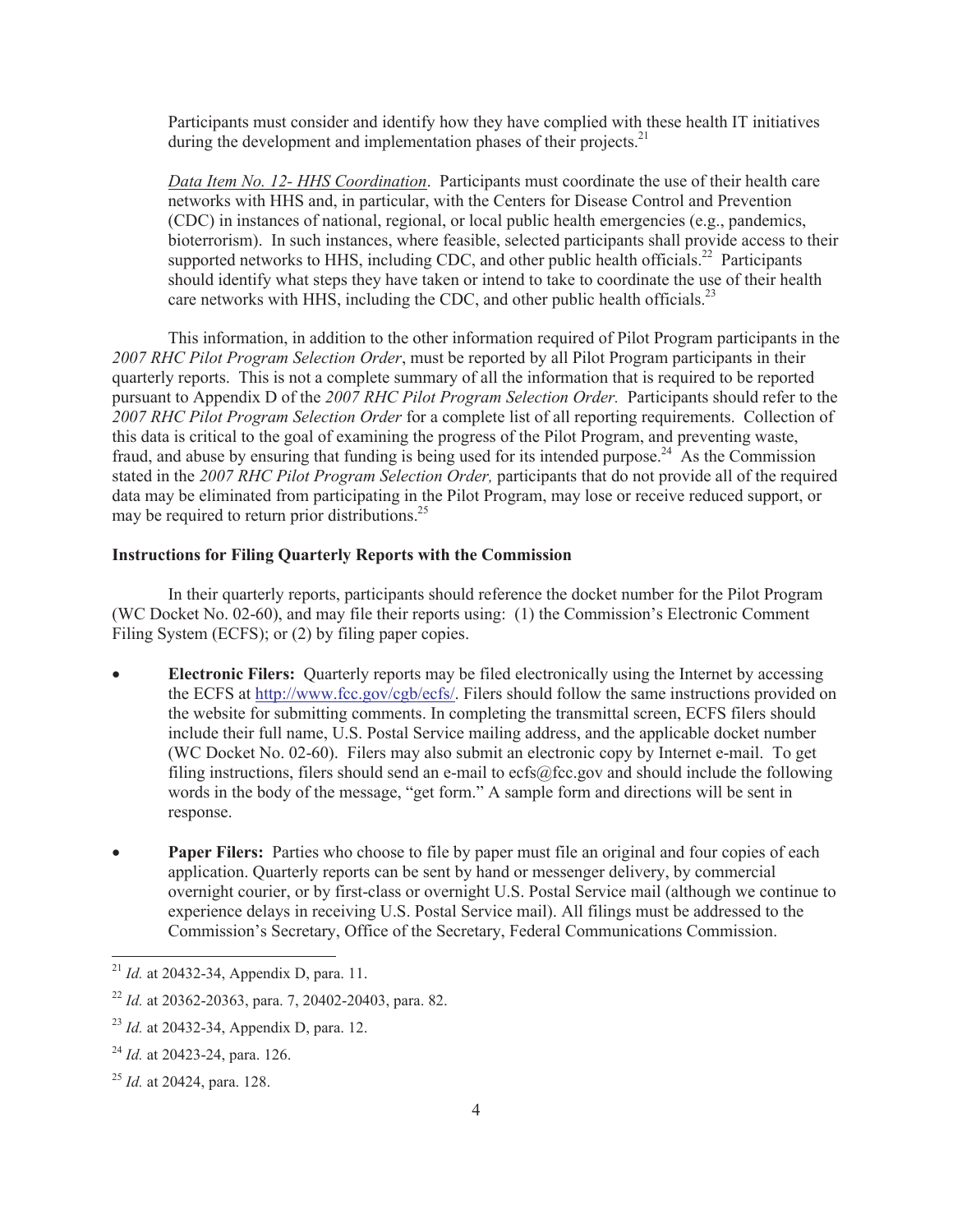Participants must consider and identify how they have complied with these health IT initiatives during the development and implementation phases of their projects.[21]

*Data Item No. 12- HHS Coordination*. Participants must coordinate the use of their health care networks with HHS and, in particular, with the Centers for Disease Control and Prevention (CDC) in instances of national, regional, or local public health emergencies (e.g., pandemics, bioterrorism). In such instances, where feasible, selected participants shall provide access to their supported networks to HHS, including CDC, and other public health officials.[22] Participants should identify what steps they have taken or intend to take to coordinate the use of their health care networks with HHS, including the CDC, and other public health officials.[23]

This information, in addition to the other information required of Pilot Program participants in the *2007 RHC Pilot Program Selection Order*, must be reported by all Pilot Program participants in their quarterly reports. This is not a complete summary of all the information that is required to be reported pursuant to Appendix D of the *2007 RHC Pilot Program Selection Order.* Participants should refer to the *2007 RHC Pilot Program Selection Order* for a complete list of all reporting requirements. Collection of this data is critical to the goal of examining the progress of the Pilot Program, and preventing waste, fraud, and abuse by ensuring that funding is being used for its intended purpose.[24] As the Commission stated in the *2007 RHC Pilot Program Selection Order,* participants that do not provide all of the required data may be eliminated from participating in the Pilot Program, may lose or receive reduced support, or may be required to return prior distributions.[25]

**Instructions for Filing Quarterly Reports with the Commission**

In their quarterly reports, participants should reference the docket number for the Pilot Program (WC Docket No. 02-60), and may file their reports using: (1) the Commission's Electronic Comment Filing System (ECFS); or (2) by filing paper copies.

- **Electronic Filers:** Quarterly reports may be filed electronically using the Internet by accessing the ECFS at http://www.fcc.gov/cgb/ecfs/. Filers should follow the same instructions provided on the website for submitting comments. In completing the transmittal screen, ECFS filers should include their full name, U.S. Postal Service mailing address, and the applicable docket number (WC Docket No. 02-60). Filers may also submit an electronic copy by Internet e-mail. To get filing instructions, filers should send an e-mail to ecfs@fcc.gov and should include the following words in the body of the message, "get form." A sample form and directions will be sent in response.

- **Paper Filers:** Parties who choose to file by paper must file an original and four copies of each application. Quarterly reports can be sent by hand or messenger delivery, by commercial overnight courier, or by first-class or overnight U.S. Postal Service mail (although we continue to experience delays in receiving U.S. Postal Service mail). All filings must be addressed to the Commission's Secretary, Office of the Secretary, Federal Communications Commission.

---

[21] *Id.* at 20432-34, Appendix D, para. 11.

[22] *Id.* at 20362-20363, para. 7, 20402-20403, para. 82.

[23] *Id.* at 20432-34, Appendix D, para. 12.

[24] *Id.* at 20423-24, para. 126.

[25] *Id.* at 20424, para. 128.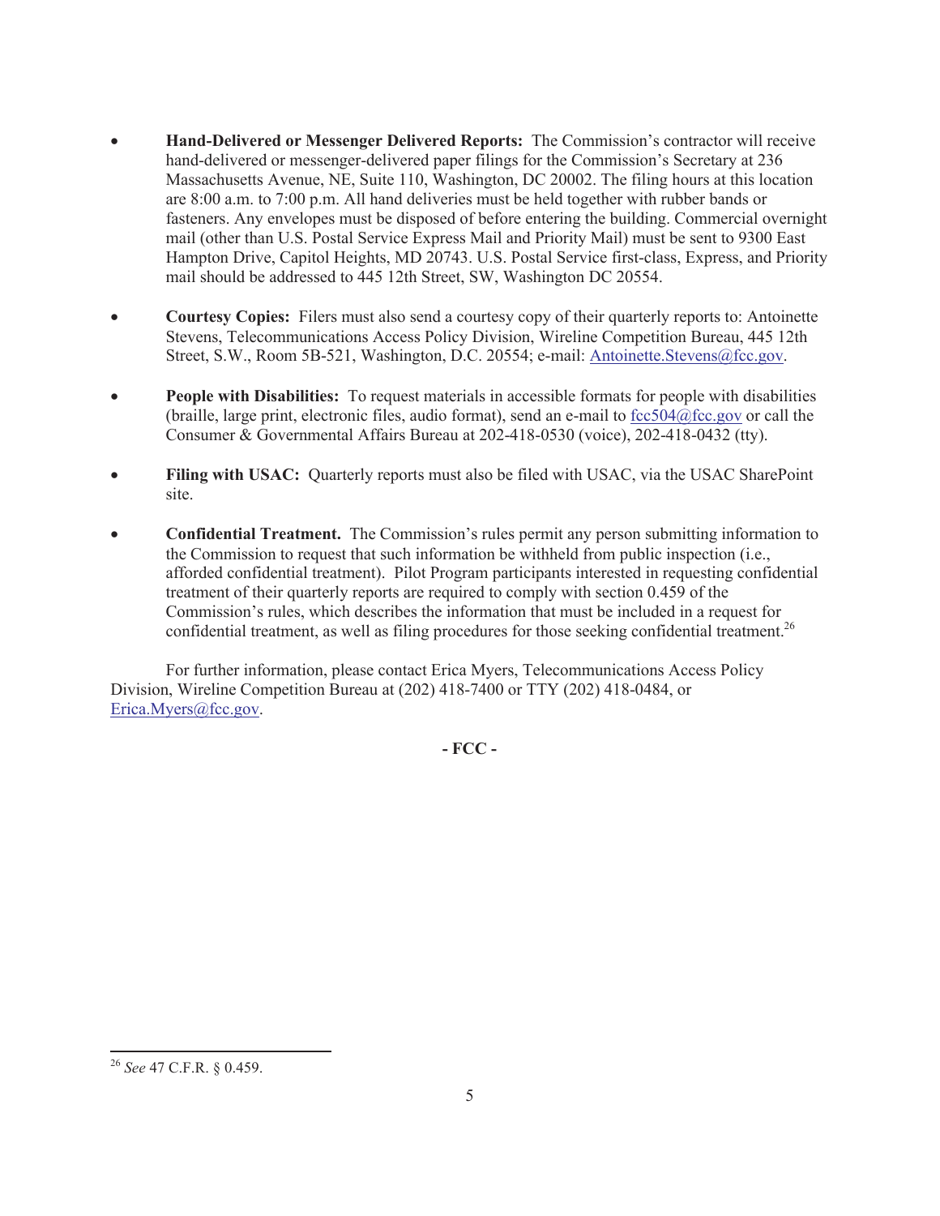- **Hand-Delivered or Messenger Delivered Reports:** The Commission's contractor will receive hand-delivered or messenger-delivered paper filings for the Commission's Secretary at 236 Massachusetts Avenue, NE, Suite 110, Washington, DC 20002. The filing hours at this location are 8:00 a.m. to 7:00 p.m. All hand deliveries must be held together with rubber bands or fasteners. Any envelopes must be disposed of before entering the building. Commercial overnight mail (other than U.S. Postal Service Express Mail and Priority Mail) must be sent to 9300 East Hampton Drive, Capitol Heights, MD 20743. U.S. Postal Service first-class, Express, and Priority mail should be addressed to 445 12th Street, SW, Washington DC 20554.

- **Courtesy Copies:** Filers must also send a courtesy copy of their quarterly reports to: Antoinette Stevens, Telecommunications Access Policy Division, Wireline Competition Bureau, 445 12th Street, S.W., Room 5B-521, Washington, D.C. 20554; e-mail: Antoinette.Stevens@fcc.gov.

- **People with Disabilities:** To request materials in accessible formats for people with disabilities (braille, large print, electronic files, audio format), send an e-mail to fcc504@fcc.gov or call the Consumer & Governmental Affairs Bureau at 202-418-0530 (voice), 202-418-0432 (tty).

- **Filing with USAC:** Quarterly reports must also be filed with USAC, via the USAC SharePoint site.

- **Confidential Treatment.** The Commission's rules permit any person submitting information to the Commission to request that such information be withheld from public inspection (i.e., afforded confidential treatment). Pilot Program participants interested in requesting confidential treatment of their quarterly reports are required to comply with section 0.459 of the Commission's rules, which describes the information that must be included in a request for confidential treatment, as well as filing procedures for those seeking confidential treatment.[26]

For further information, please contact Erica Myers, Telecommunications Access Policy Division, Wireline Competition Bureau at (202) 418-7400 or TTY (202) 418-0484, or Erica.Myers@fcc.gov.

**- FCC -**

[26] *See* 47 C.F.R. § 0.459.